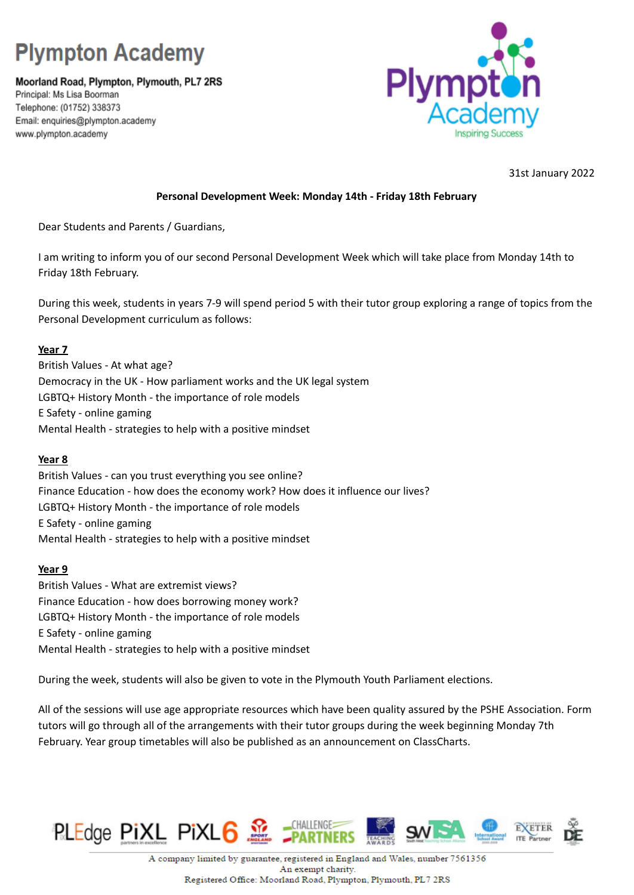# Plympton Academy

**Moorland Road, Plympton, Plymouth, PL7 2RS**
Principal: Ms Lisa Boorman
Telephone: (01752) 338373
Email: enquiries@plympton.academy
www.plympton.academy

31st January 2022

**Personal Development Week: Monday 14th - Friday 18th February**

Dear Students and Parents / Guardians,

I am writing to inform you of our second Personal Development Week which will take place from Monday 14th to Friday 18th February.

During this week, students in years 7-9 will spend period 5 with their tutor group exploring a range of topics from the Personal Development curriculum as follows:

**Year 7**
British Values - At what age?
Democracy in the UK - How parliament works and the UK legal system
LGBTQ+ History Month - the importance of role models
E Safety - online gaming
Mental Health - strategies to help with a positive mindset

**Year 8**
British Values - can you trust everything you see online?
Finance Education - how does the economy work? How does it influence our lives?
LGBTQ+ History Month - the importance of role models
E Safety - online gaming
Mental Health - strategies to help with a positive mindset

**Year 9**
British Values - What are extremist views?
Finance Education - how does borrowing money work?
LGBTQ+ History Month - the importance of role models
E Safety - online gaming
Mental Health - strategies to help with a positive mindset

During the week, students will also be given to vote in the Plymouth Youth Parliament elections.

All of the sessions will use age appropriate resources which have been quality assured by the PSHE Association. Form tutors will go through all of the arrangements with their tutor groups during the week beginning Monday 7th February. Year group timetables will also be published as an announcement on ClassCharts.

A company limited by guarantee, registered in England and Wales, number 7561356
An exempt charity.
Registered Office: Moorland Road, Plympton, Plymouth, PL7 2RS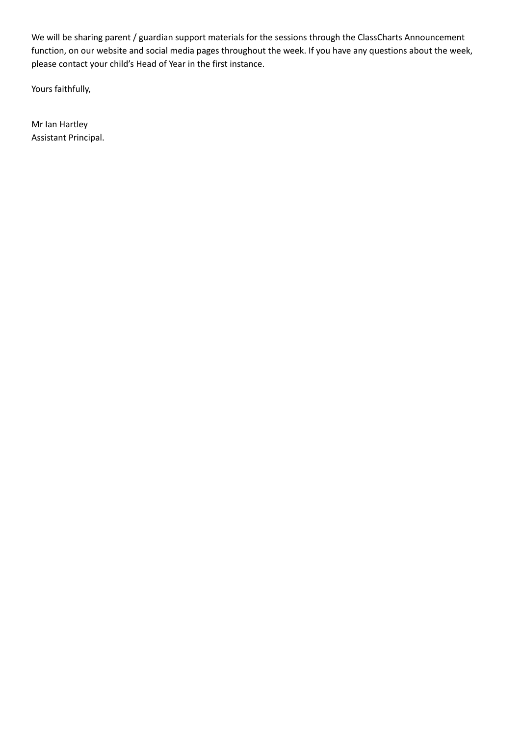We will be sharing parent / guardian support materials for the sessions through the ClassCharts Announcement function, on our website and social media pages throughout the week. If you have any questions about the week, please contact your child's Head of Year in the first instance.

Yours faithfully,

Mr Ian Hartley  
Assistant Principal.